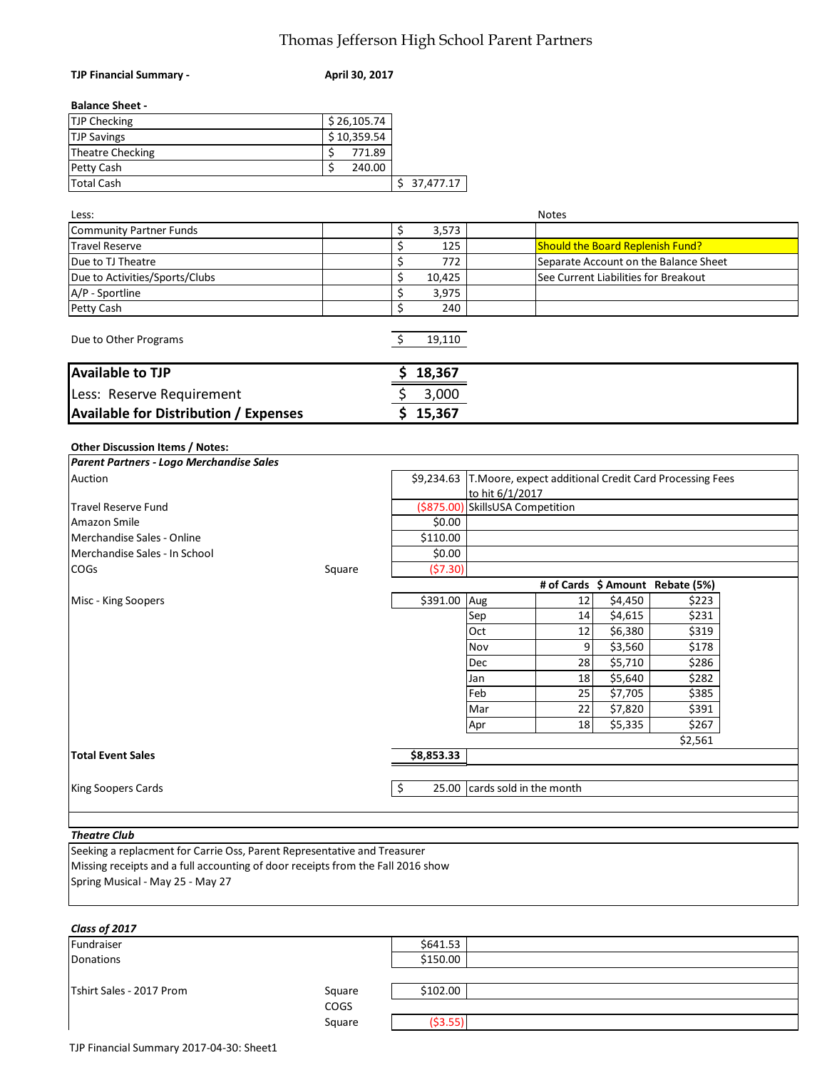# Thomas Jefferson High School Parent Partners

**TJP Financial Summary -** **April 30, 2017**

**Balance Sheet -**

| | | |
|---|---|---|
| TJP Checking | $ 26,105.74 | |
| TJP Savings | $ 10,359.54 | |
| Theatre Checking | $ 771.89 | |
| Petty Cash | $ 240.00 | |
| Total Cash | | $ 37,477.17 |

| Less: | | | Notes |
|---|---|---|---|
| Community Partner Funds | | $ 3,573 | |
| Travel Reserve | | $ 125 | Should the Board Replenish Fund? |
| Due to TJ Theatre | | $ 772 | Separate Account on the Balane Sheet |
| Due to Activities/Sports/Clubs | | $ 10,425 | See Current Liabilities for Breakout |
| A/P - Sportline | | $ 3,975 | |
| Petty Cash | | $ 240 | |

Due to Other Programs $ 19,110

| | |
|---|---|
| **Available to TJP** | **$ 18,367** |
| Less: Reserve Requirement | $ 3,000 |
| **Available for Distribution / Expenses** | **$ 15,367** |

**Other Discussion Items / Notes:**

***Parent Partners - Logo Merchandise Sales***

| | | | |
|---|---|---|---|
| Auction | | $9,234.63 | T.Moore, expect additional Credit Card Processing Fees to hit 6/1/2017 |
| Travel Reserve Fund | | ($875.00) | SkillsUSA Competition |
| Amazon Smile | | $0.00 | |
| Merchandise Sales - Online | | $110.00 | |
| Merchandise Sales - In School | | $0.00 | |
| COGs | Square | ($7.30) | |

Misc - King Soopers: $391.00

| Month | # of Cards | $ Amount | Rebate (5%) |
|---|---|---|---|
| Aug | 12 | $4,450 | $223 |
| Sep | 14 | $4,615 | $231 |
| Oct | 12 | $6,380 | $319 |
| Nov | 9 | $3,560 | $178 |
| Dec | 28 | $5,710 | $286 |
| Jan | 18 | $5,640 | $282 |
| Feb | 25 | $7,705 | $385 |
| Mar | 22 | $7,820 | $391 |
| Apr | 18 | $5,335 | $267 |
| | | | $2,561 |

**Total Event Sales** **$8,853.33**

King Soopers Cards $ 25.00 cards sold in the month

***Theatre Club***

Seeking a replacment for Carrie Oss, Parent Representative and Treasurer
Missing receipts and a full accounting of door receipts from the Fall 2016 show
Spring Musical - May 25 - May 27

***Class of 2017***

| | | |
|---|---|---|
| Fundraiser | | $641.53 |
| Donations | | $150.00 |
| | | |
| Tshirt Sales - 2017 Prom | Square | $102.00 |
| | COGS | |
| | Square | ($3.55) |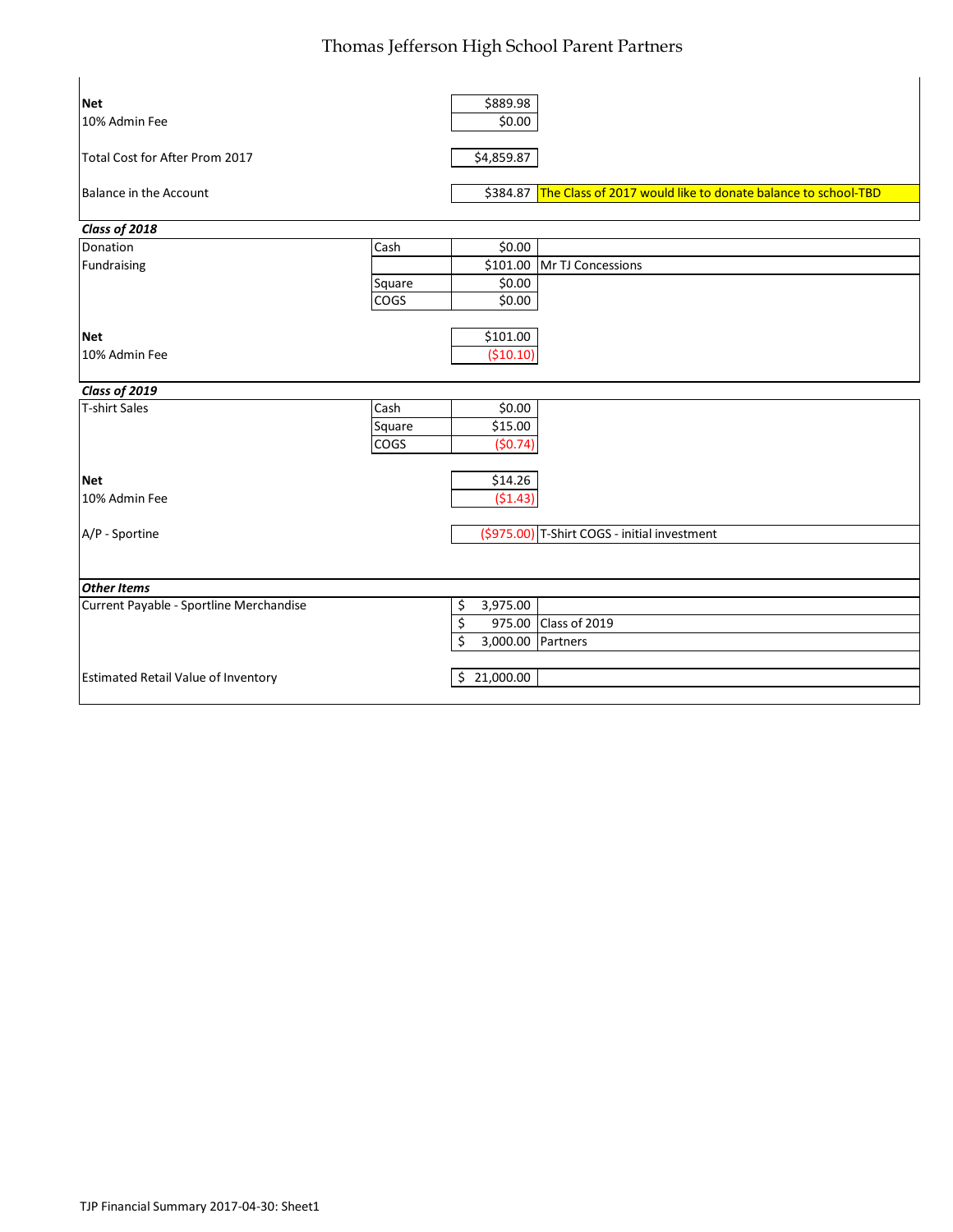| | | | |
|---|---|---|---|
| **Net** | | $889.98 | |
| 10% Admin Fee | | $0.00 | |
| Total Cost for After Prom 2017 | | $4,859.87 | |
| Balance in the Account | | $384.87 | The Class of 2017 would like to donate balance to school-TBD |
| ***Class of 2018*** | | | |
| Donation | Cash | $0.00 | |
| Fundraising | | $101.00 | Mr TJ Concessions |
| | Square | $0.00 | |
| | COGS | $0.00 | |
| **Net** | | $101.00 | |
| 10% Admin Fee | | ($10.10) | |
| ***Class of 2019*** | | | |
| T-shirt Sales | Cash | $0.00 | |
| | Square | $15.00 | |
| | COGS | ($0.74) | |
| **Net** | | $14.26 | |
| 10% Admin Fee | | ($1.43) | |
| A/P - Sportine | | ($975.00) | T-Shirt COGS - initial investment |
| ***Other Items*** | | | |
| Current Payable - Sportline Merchandise | | $ 3,975.00 | |
| | | $ 975.00 | Class of 2019 |
| | | $ 3,000.00 | Partners |
| Estimated Retail Value of Inventory | | $ 21,000.00 | |

TJP Financial Summary 2017-04-30: Sheet1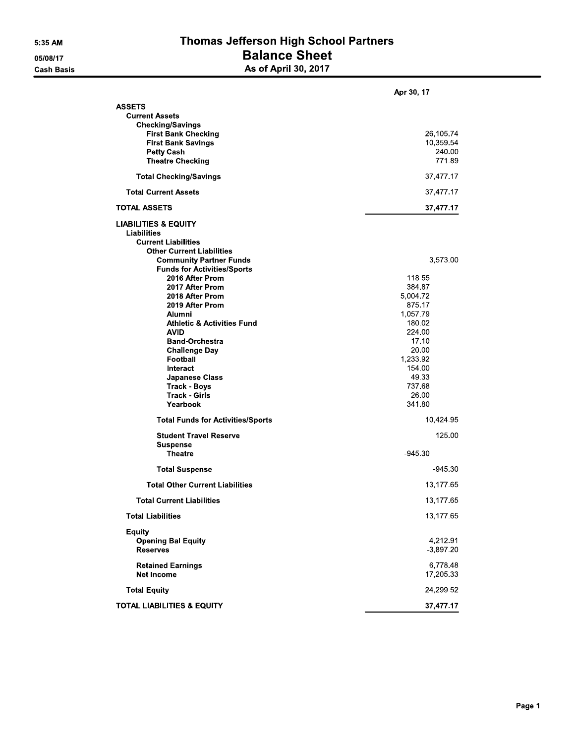# Thomas Jefferson High School Partners

## Balance Sheet

### As of April 30, 2017

5:35 AM
05/08/17
Cash Basis

| | | Apr 30, 17 |
|---|---|---|
| **ASSETS** | | |
| **Current Assets** | | |
| **Checking/Savings** | | |
| **First Bank Checking** | | 26,105.74 |
| **First Bank Savings** | | 10,359.54 |
| **Petty Cash** | | 240.00 |
| **Theatre Checking** | | 771.89 |
| **Total Checking/Savings** | | 37,477.17 |
| **Total Current Assets** | | 37,477.17 |
| **TOTAL ASSETS** | | **37,477.17** |
| **LIABILITIES & EQUITY** | | |
| **Liabilities** | | |
| **Current Liabilities** | | |
| **Other Current Liabilities** | | |
| **Community Partner Funds** | | 3,573.00 |
| **Funds for Activities/Sports** | | |
| **2016 After Prom** | 118.55 | |
| **2017 After Prom** | 384.87 | |
| **2018 After Prom** | 5,004.72 | |
| **2019 After Prom** | 875.17 | |
| **Alumni** | 1,057.79 | |
| **Athletic & Activities Fund** | 180.02 | |
| **AVID** | 224.00 | |
| **Band-Orchestra** | 17.10 | |
| **Challenge Day** | 20.00 | |
| **Football** | 1,233.92 | |
| **Interact** | 154.00 | |
| **Japanese Class** | 49.33 | |
| **Track - Boys** | 737.68 | |
| **Track - Girls** | 26.00 | |
| **Yearbook** | 341.80 | |
| **Total Funds for Activities/Sports** | | 10,424.95 |
| **Student Travel Reserve** | | 125.00 |
| **Suspense** | | |
| **Theatre** | -945.30 | |
| **Total Suspense** | | -945.30 |
| **Total Other Current Liabilities** | | 13,177.65 |
| **Total Current Liabilities** | | 13,177.65 |
| **Total Liabilities** | | 13,177.65 |
| **Equity** | | |
| **Opening Bal Equity** | | 4,212.91 |
| **Reserves** | | -3,897.20 |
| **Retained Earnings** | | 6,778.48 |
| **Net Income** | | 17,205.33 |
| **Total Equity** | | 24,299.52 |
| **TOTAL LIABILITIES & EQUITY** | | **37,477.17** |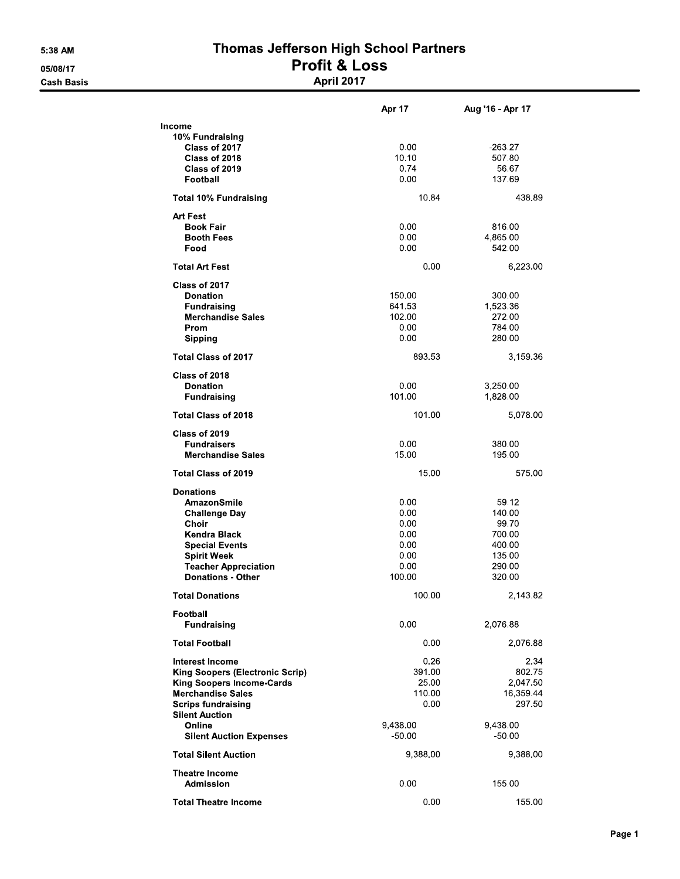5:38 AM

05/08/17

Cash Basis

# Thomas Jefferson High School Partners
## Profit & Loss
### April 2017

| | Apr 17 | Aug '16 - Apr 17 |
|---|---|---|
| **Income** | | |
| **10% Fundraising** | | |
| Class of 2017 | 0.00 | -263.27 |
| Class of 2018 | 10.10 | 507.80 |
| Class of 2019 | 0.74 | 56.67 |
| Football | 0.00 | 137.69 |
| **Total 10% Fundraising** | 10.84 | 438.89 |
| **Art Fest** | | |
| Book Fair | 0.00 | 816.00 |
| Booth Fees | 0.00 | 4,865.00 |
| Food | 0.00 | 542.00 |
| **Total Art Fest** | 0.00 | 6,223.00 |
| **Class of 2017** | | |
| Donation | 150.00 | 300.00 |
| Fundraising | 641.53 | 1,523.36 |
| Merchandise Sales | 102.00 | 272.00 |
| Prom | 0.00 | 784.00 |
| Sipping | 0.00 | 280.00 |
| **Total Class of 2017** | 893.53 | 3,159.36 |
| **Class of 2018** | | |
| Donation | 0.00 | 3,250.00 |
| Fundraising | 101.00 | 1,828.00 |
| **Total Class of 2018** | 101.00 | 5,078.00 |
| **Class of 2019** | | |
| Fundraisers | 0.00 | 380.00 |
| Merchandise Sales | 15.00 | 195.00 |
| **Total Class of 2019** | 15.00 | 575.00 |
| **Donations** | | |
| AmazonSmile | 0.00 | 59.12 |
| Challenge Day | 0.00 | 140.00 |
| Choir | 0.00 | 99.70 |
| Kendra Black | 0.00 | 700.00 |
| Special Events | 0.00 | 400.00 |
| Spirit Week | 0.00 | 135.00 |
| Teacher Appreciation | 0.00 | 290.00 |
| Donations - Other | 100.00 | 320.00 |
| **Total Donations** | 100.00 | 2,143.82 |
| **Football** | | |
| Fundraising | 0.00 | 2,076.88 |
| **Total Football** | 0.00 | 2,076.88 |
| Interest Income | 0.26 | 2.34 |
| King Soopers (Electronic Scrip) | 391.00 | 802.75 |
| King Soopers Income-Cards | 25.00 | 2,047.50 |
| Merchandise Sales | 110.00 | 16,359.44 |
| Scrips fundraising | 0.00 | 297.50 |
| **Silent Auction** | | |
| Online | 9,438.00 | 9,438.00 |
| Silent Auction Expenses | -50.00 | -50.00 |
| **Total Silent Auction** | 9,388.00 | 9,388.00 |
| **Theatre Income** | | |
| Admission | 0.00 | 155.00 |
| **Total Theatre Income** | 0.00 | 155.00 |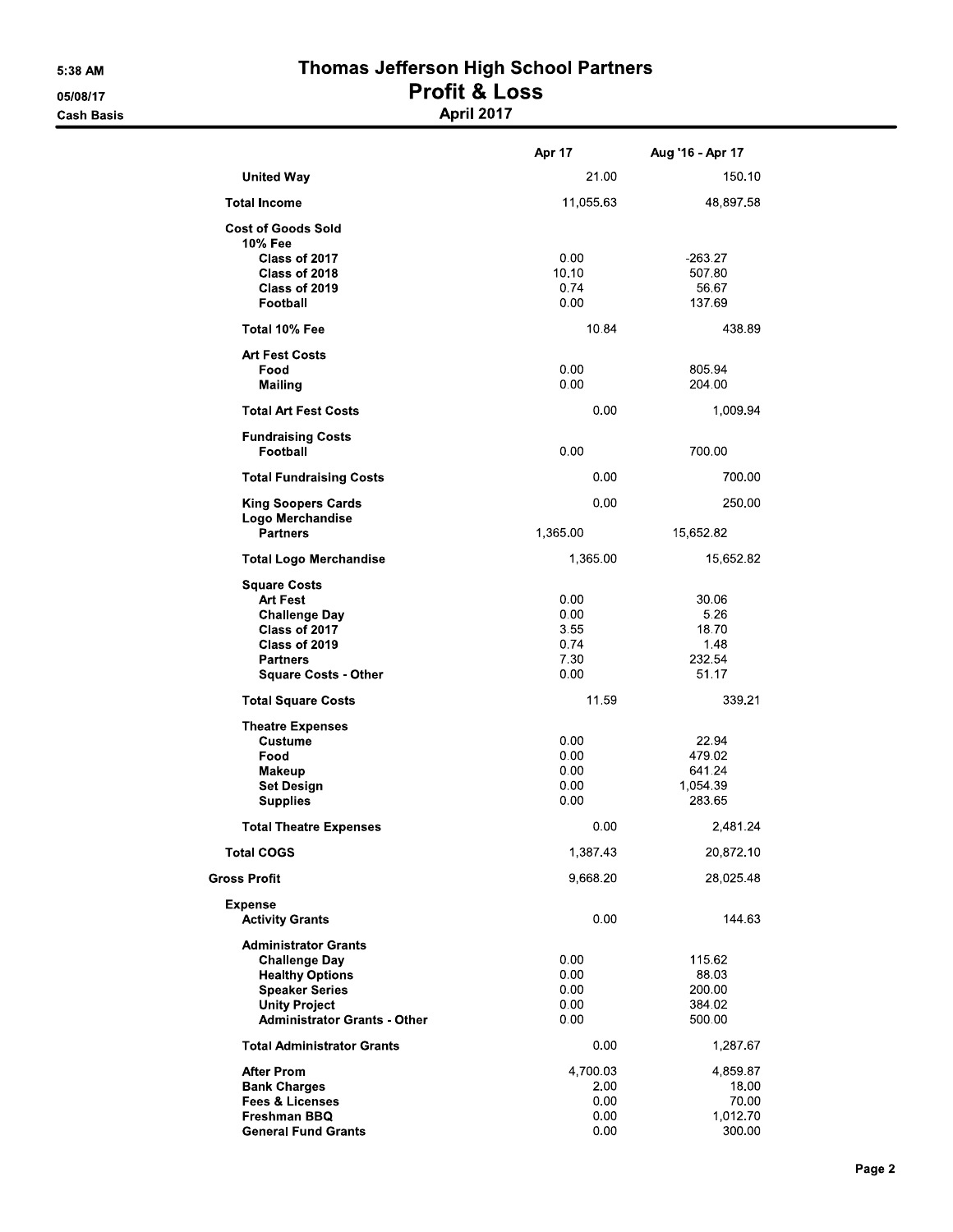# Thomas Jefferson High School Partners

## Profit & Loss

### April 2017

5:38 AM
05/08/17
Cash Basis

| | Apr 17 | Aug '16 - Apr 17 |
|---|---|---|
| **United Way** | 21.00 | 150.10 |
| **Total Income** | 11,055.63 | 48,897.58 |
| **Cost of Goods Sold** | | |
| **10% Fee** | | |
| **Class of 2017** | 0.00 | -263.27 |
| **Class of 2018** | 10.10 | 507.80 |
| **Class of 2019** | 0.74 | 56.67 |
| **Football** | 0.00 | 137.69 |
| **Total 10% Fee** | 10.84 | 438.89 |
| **Art Fest Costs** | | |
| **Food** | 0.00 | 805.94 |
| **Mailing** | 0.00 | 204.00 |
| **Total Art Fest Costs** | 0.00 | 1,009.94 |
| **Fundraising Costs** | | |
| **Football** | 0.00 | 700.00 |
| **Total Fundraising Costs** | 0.00 | 700.00 |
| **King Soopers Cards** | 0.00 | 250.00 |
| **Logo Merchandise** | | |
| **Partners** | 1,365.00 | 15,652.82 |
| **Total Logo Merchandise** | 1,365.00 | 15,652.82 |
| **Square Costs** | | |
| **Art Fest** | 0.00 | 30.06 |
| **Challenge Day** | 0.00 | 5.26 |
| **Class of 2017** | 3.55 | 18.70 |
| **Class of 2019** | 0.74 | 1.48 |
| **Partners** | 7.30 | 232.54 |
| **Square Costs - Other** | 0.00 | 51.17 |
| **Total Square Costs** | 11.59 | 339.21 |
| **Theatre Expenses** | | |
| **Custume** | 0.00 | 22.94 |
| **Food** | 0.00 | 479.02 |
| **Makeup** | 0.00 | 641.24 |
| **Set Design** | 0.00 | 1,054.39 |
| **Supplies** | 0.00 | 283.65 |
| **Total Theatre Expenses** | 0.00 | 2,481.24 |
| **Total COGS** | 1,387.43 | 20,872.10 |
| **Gross Profit** | 9,668.20 | 28,025.48 |
| **Expense** | | |
| **Activity Grants** | 0.00 | 144.63 |
| **Administrator Grants** | | |
| **Challenge Day** | 0.00 | 115.62 |
| **Healthy Options** | 0.00 | 88.03 |
| **Speaker Series** | 0.00 | 200.00 |
| **Unity Project** | 0.00 | 384.02 |
| **Administrator Grants - Other** | 0.00 | 500.00 |
| **Total Administrator Grants** | 0.00 | 1,287.67 |
| **After Prom** | 4,700.03 | 4,859.87 |
| **Bank Charges** | 2.00 | 18.00 |
| **Fees & Licenses** | 0.00 | 70.00 |
| **Freshman BBQ** | 0.00 | 1,012.70 |
| **General Fund Grants** | 0.00 | 300.00 |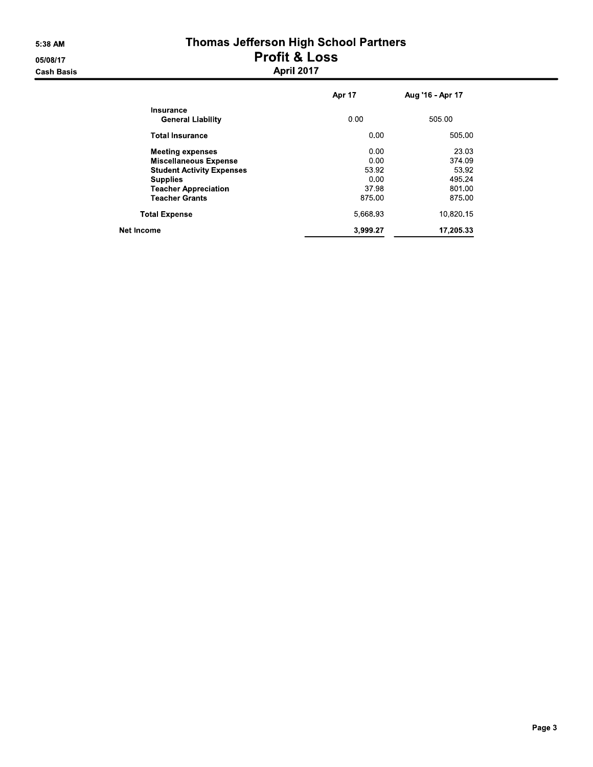# Thomas Jefferson High School Partners
## Profit & Loss
### April 2017

5:38 AM
05/08/17
Cash Basis

| | Apr 17 | Aug '16 - Apr 17 |
|---|---|---|
| **Insurance** | | |
| **General Liability** | 0.00 | 505.00 |
| **Total Insurance** | 0.00 | 505.00 |
| **Meeting expenses** | 0.00 | 23.03 |
| **Miscellaneous Expense** | 0.00 | 374.09 |
| **Student Activity Expenses** | 53.92 | 53.92 |
| **Supplies** | 0.00 | 495.24 |
| **Teacher Appreciation** | 37.98 | 801.00 |
| **Teacher Grants** | 875.00 | 875.00 |
| **Total Expense** | 5,668.93 | 10,820.15 |
| **Net Income** | **3,999.27** | **17,205.33** |